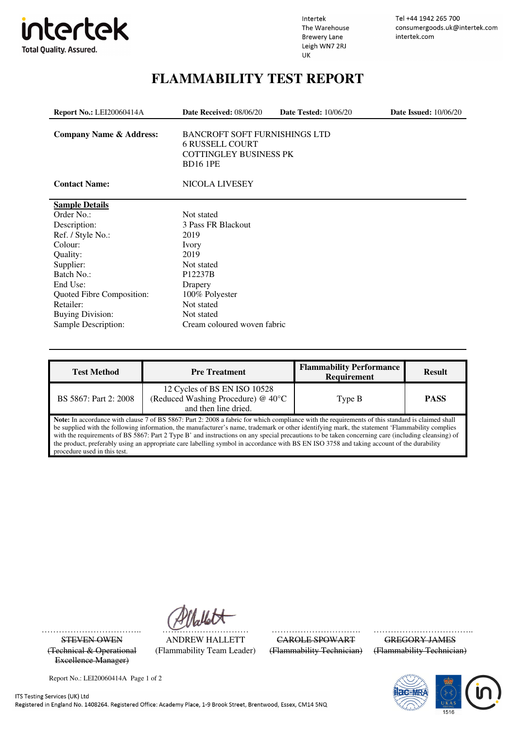intertek
Total Quality. Assured.

Intertek
The Warehouse
Brewery Lane
Leigh WN7 2RJ
UK

Tel +44 1942 265 700
consumergoods.uk@intertek.com
intertek.com

# FLAMMABILITY TEST REPORT

**Report No.:** LEI20060414A **Date Received:** 08/06/20 **Date Tested:** 10/06/20 **Date Issued:** 10/06/20

| | |
|---|---|
| **Company Name & Address:** | BANCROFT SOFT FURNISHINGS LTD<br>6 RUSSELL COURT<br>COTTINGLEY BUSINESS PK<br>BD16 1PE |
| **Contact Name:** | NICOLA LIVESEY |

**Sample Details**

| | |
|---|---|
| Order No.: | Not stated |
| Description: | 3 Pass FR Blackout |
| Ref. / Style No.: | 2019 |
| Colour: | Ivory |
| Quality: | 2019 |
| Supplier: | Not stated |
| Batch No.: | P12237B |
| End Use: | Drapery |
| Quoted Fibre Composition: | 100% Polyester |
| Retailer: | Not stated |
| Buying Division: | Not stated |
| Sample Description: | Cream coloured woven fabric |

| Test Method | Pre Treatment | Flammability Performance Requirement | Result |
|---|---|---|---|
| BS 5867: Part 2: 2008 | 12 Cycles of BS EN ISO 10528 (Reduced Washing Procedure) @ 40°C and then line dried. | Type B | **PASS** |

**Note:** In accordance with clause 7 of BS 5867: Part 2: 2008 a fabric for which compliance with the requirements of this standard is claimed shall be supplied with the following information, the manufacturer's name, trademark or other identifying mark, the statement 'Flammability complies with the requirements of BS 5867: Part 2 Type B' and instructions on any special precautions to be taken concerning care (including cleansing) of the product, preferably using an appropriate care labelling symbol in accordance with BS EN ISO 3758 and taking account of the durability procedure used in this test.

| | | | |
|---|---|---|---|
| ~~STEVEN OWEN~~<br>~~(Technical & Operational Excellence Manager)~~ | ANDREW HALLETT<br>(Flammability Team Leader) | ~~CAROLE SPOWART~~<br>~~(Flammability Technician)~~ | ~~GREGORY JAMES~~<br>~~(Flammability Technician)~~ |

Report No.: LEI20060414A

ITS Testing Services (UK) Ltd
Registered in England No. 1408264. Registered Office: Academy Place, 1-9 Brook Street, Brentwood, Essex, CM14 5NQ

UKAS TESTING 1516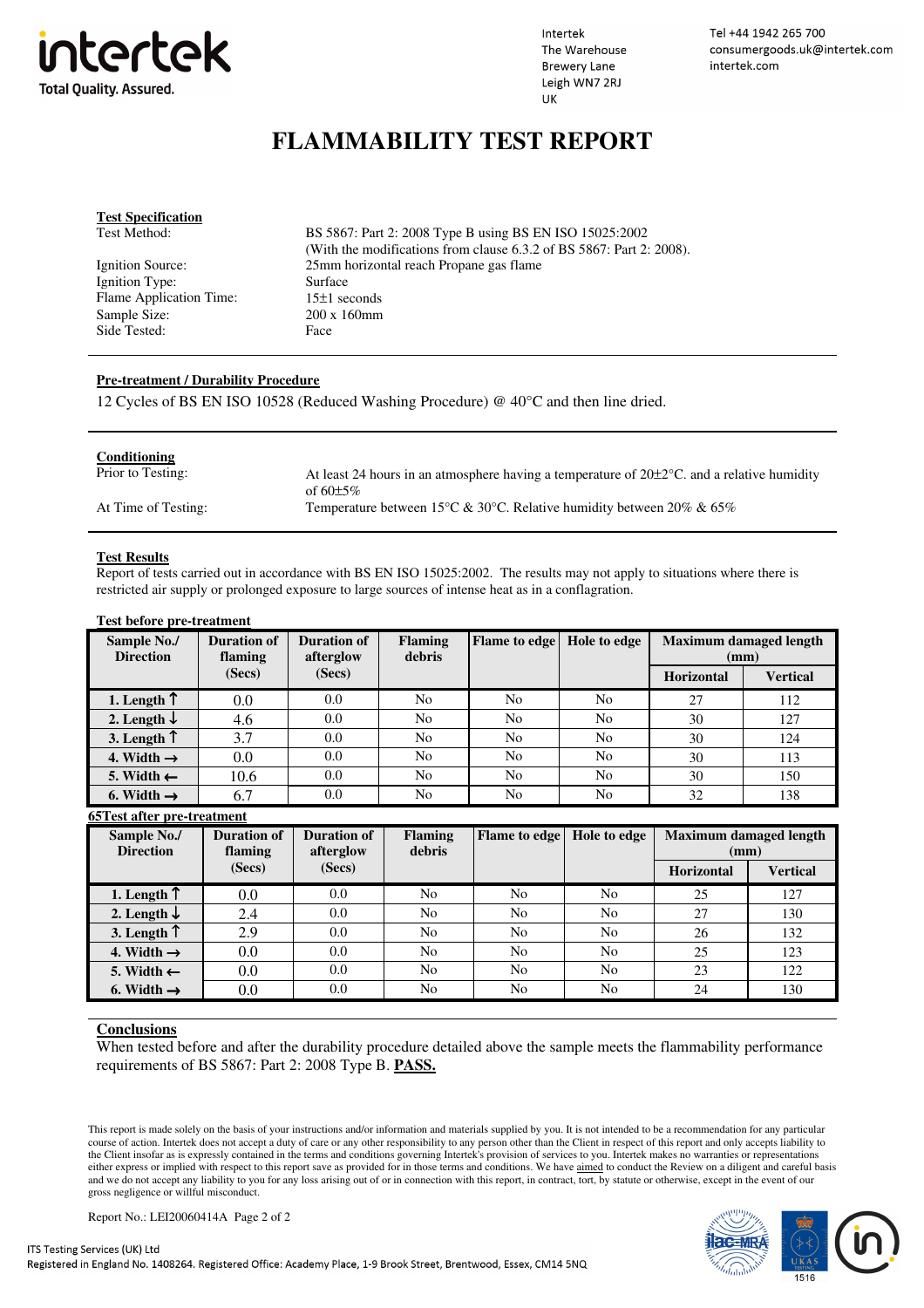intertek
Total Quality. Assured.

Intertek
The Warehouse
Brewery Lane
Leigh WN7 2RJ
UK

Tel +44 1942 265 700
consumergoods.uk@intertek.com
intertek.com

# FLAMMABILITY TEST REPORT

**Test Specification**

| | |
|---|---|
| Test Method: | BS 5867: Part 2: 2008 Type B using BS EN ISO 15025:2002 (With the modifications from clause 6.3.2 of BS 5867: Part 2: 2008). |
| Ignition Source: | 25mm horizontal reach Propane gas flame |
| Ignition Type: | Surface |
| Flame Application Time: | 15±1 seconds |
| Sample Size: | 200 x 160mm |
| Side Tested: | Face |

**Pre-treatment / Durability Procedure**

12 Cycles of BS EN ISO 10528 (Reduced Washing Procedure) @ 40°C and then line dried.

**Conditioning**

| | |
|---|---|
| Prior to Testing: | At least 24 hours in an atmosphere having a temperature of 20±2°C. and a relative humidity of 60±5% |
| At Time of Testing: | Temperature between 15°C & 30°C. Relative humidity between 20% & 65% |

**Test Results**

Report of tests carried out in accordance with BS EN ISO 15025:2002. The results may not apply to situations where there is restricted air supply or prolonged exposure to large sources of intense heat as in a conflagration.

**Test before pre-treatment**

| Sample No./ Direction | Duration of flaming (Secs) | Duration of afterglow (Secs) | Flaming debris | Flame to edge | Hole to edge | Maximum damaged length (mm) | |
|---|---|---|---|---|---|---|---|
| | | | | | | Horizontal | Vertical |
| 1. Length ↑ | 0.0 | 0.0 | No | No | No | 27 | 112 |
| 2. Length ↓ | 4.6 | 0.0 | No | No | No | 30 | 127 |
| 3. Length ↑ | 3.7 | 0.0 | No | No | No | 30 | 124 |
| 4. Width → | 0.0 | 0.0 | No | No | No | 30 | 113 |
| 5. Width ← | 10.6 | 0.0 | No | No | No | 30 | 150 |
| 6. Width → | 6.7 | 0.0 | No | No | No | 32 | 138 |

**65Test after pre-treatment**

| Sample No./ Direction | Duration of flaming (Secs) | Duration of afterglow (Secs) | Flaming debris | Flame to edge | Hole to edge | Maximum damaged length (mm) | |
|---|---|---|---|---|---|---|---|
| | | | | | | Horizontal | Vertical |
| 1. Length ↑ | 0.0 | 0.0 | No | No | No | 25 | 127 |
| 2. Length ↓ | 2.4 | 0.0 | No | No | No | 27 | 130 |
| 3. Length ↑ | 2.9 | 0.0 | No | No | No | 26 | 132 |
| 4. Width → | 0.0 | 0.0 | No | No | No | 25 | 123 |
| 5. Width ← | 0.0 | 0.0 | No | No | No | 23 | 122 |
| 6. Width → | 0.0 | 0.0 | No | No | No | 24 | 130 |

**Conclusions**

When tested before and after the durability procedure detailed above the sample meets the flammability performance requirements of BS 5867: Part 2: 2008 Type B. **PASS.**

This report is made solely on the basis of your instructions and/or information and materials supplied by you. It is not intended to be a recommendation for any particular course of action. Intertek does not accept a duty of care or any other responsibility to any person other than the Client in respect of this report and only accepts liability to the Client insofar as is expressly contained in the terms and conditions governing Intertek's provision of services to you. Intertek makes no warranties or representations either express or implied with respect to this report save as provided for in those terms and conditions. We have aimed to conduct the Review on a diligent and careful basis and we do not accept any liability to you for any loss arising out of or in connection with this report, in contract, tort, by statute or otherwise, except in the event of our gross negligence or willful misconduct.

Report No.: LEI20060414A

ITS Testing Services (UK) Ltd
Registered in England No. 1408264. Registered Office: Academy Place, 1-9 Brook Street, Brentwood, Essex, CM14 5NQ

UKAS TESTING 1516